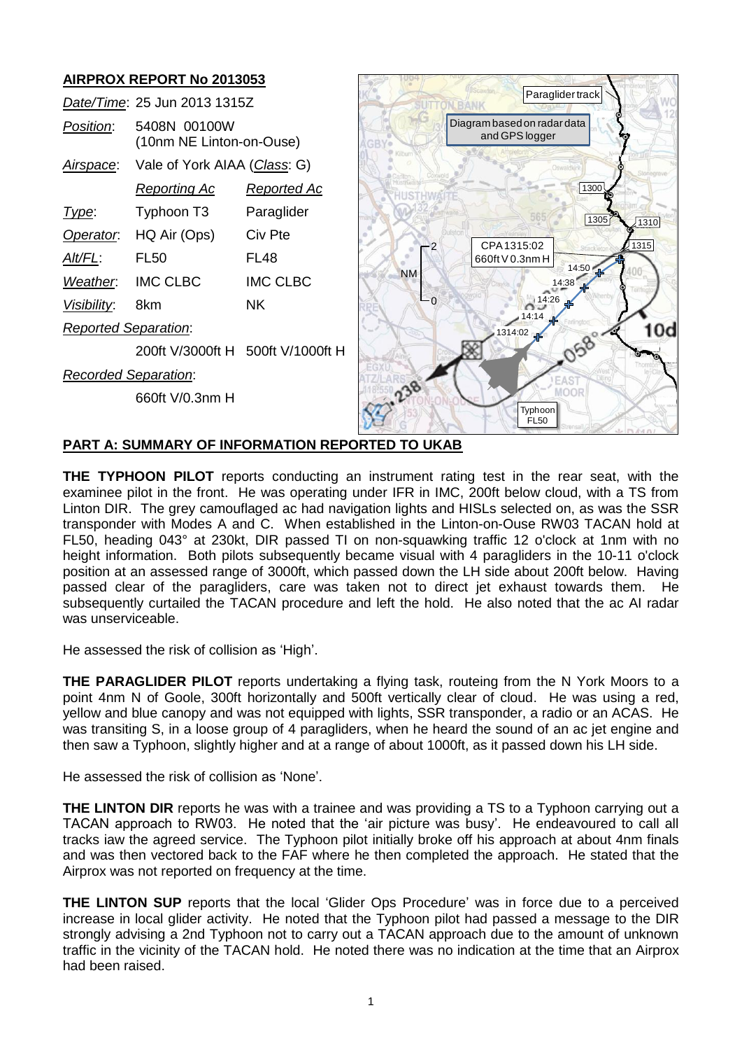## AIRPROX REPORT No 2013053

| | | |
|---|---|---|
| *Date/Time*: | 25 Jun 2013 1315Z | |
| *Position*: | 5408N 00100W (10nm NE Linton-on-Ouse) | |
| *Airspace*: | Vale of York AIAA (*Class*: G) | |
| | *Reporting Ac* | *Reported Ac* |
| *Type*: | Typhoon T3 | Paraglider |
| *Operator*: | HQ Air (Ops) | Civ Pte |
| *Alt/FL*: | FL50 | FL48 |
| *Weather*: | IMC CLBC | IMC CLBC |
| *Visibility*: | 8km | NK |
| *Reported Separation*: | | |
| | 200ft V/3000ft H | 500ft V/1000ft H |
| *Recorded Separation*: | | |
| | 660ft V/0.3nm H | |

## PART A: SUMMARY OF INFORMATION REPORTED TO UKAB

**THE TYPHOON PILOT** reports conducting an instrument rating test in the rear seat, with the examinee pilot in the front. He was operating under IFR in IMC, 200ft below cloud, with a TS from Linton DIR. The grey camouflaged ac had navigation lights and HISLs selected on, as was the SSR transponder with Modes A and C. When established in the Linton-on-Ouse RW03 TACAN hold at FL50, heading 043° at 230kt, DIR passed TI on non-squawking traffic 12 o'clock at 1nm with no height information. Both pilots subsequently became visual with 4 paragliders in the 10-11 o'clock position at an assessed range of 3000ft, which passed down the LH side about 200ft below. Having passed clear of the paragliders, care was taken not to direct jet exhaust towards them. He subsequently curtailed the TACAN procedure and left the hold. He also noted that the ac AI radar was unserviceable.

He assessed the risk of collision as 'High'.

**THE PARAGLIDER PILOT** reports undertaking a flying task, routeing from the N York Moors to a point 4nm N of Goole, 300ft horizontally and 500ft vertically clear of cloud. He was using a red, yellow and blue canopy and was not equipped with lights, SSR transponder, a radio or an ACAS. He was transiting S, in a loose group of 4 paragliders, when he heard the sound of an ac jet engine and then saw a Typhoon, slightly higher and at a range of about 1000ft, as it passed down his LH side.

He assessed the risk of collision as 'None'.

**THE LINTON DIR** reports he was with a trainee and was providing a TS to a Typhoon carrying out a TACAN approach to RW03. He noted that the 'air picture was busy'. He endeavoured to call all tracks iaw the agreed service. The Typhoon pilot initially broke off his approach at about 4nm finals and was then vectored back to the FAF where he then completed the approach. He stated that the Airprox was not reported on frequency at the time.

**THE LINTON SUP** reports that the local 'Glider Ops Procedure' was in force due to a perceived increase in local glider activity. He noted that the Typhoon pilot had passed a message to the DIR strongly advising a 2nd Typhoon not to carry out a TACAN approach due to the amount of unknown traffic in the vicinity of the TACAN hold. He noted there was no indication at the time that an Airprox had been raised.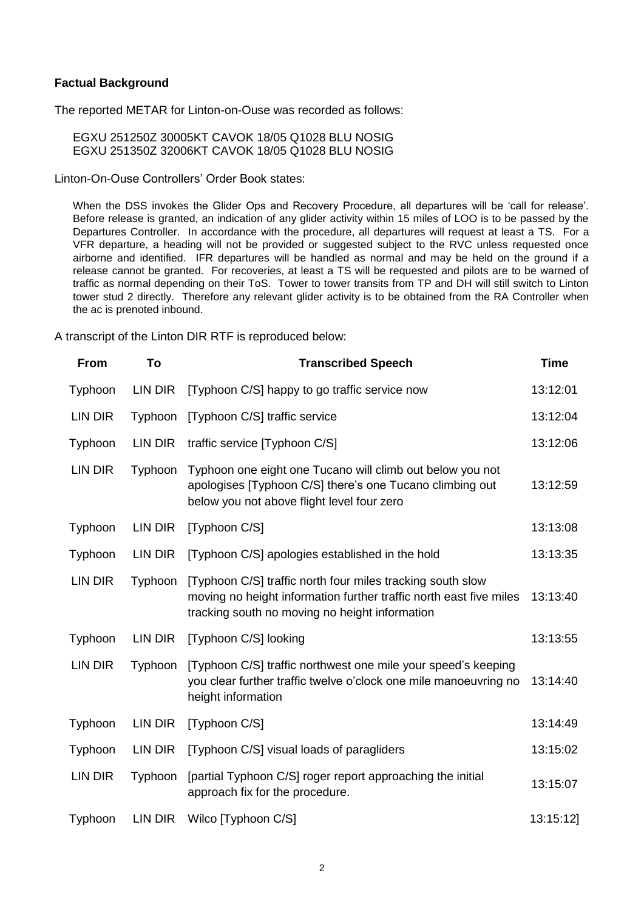**Factual Background**

The reported METAR for Linton-on-Ouse was recorded as follows:

EGXU 251250Z 30005KT CAVOK 18/05 Q1028 BLU NOSIG
EGXU 251350Z 32006KT CAVOK 18/05 Q1028 BLU NOSIG

Linton-On-Ouse Controllers' Order Book states:

> When the DSS invokes the Glider Ops and Recovery Procedure, all departures will be 'call for release'. Before release is granted, an indication of any glider activity within 15 miles of LOO is to be passed by the Departures Controller. In accordance with the procedure, all departures will request at least a TS. For a VFR departure, a heading will not be provided or suggested subject to the RVC unless requested once airborne and identified. IFR departures will be handled as normal and may be held on the ground if a release cannot be granted. For recoveries, at least a TS will be requested and pilots are to be warned of traffic as normal depending on their ToS. Tower to tower transits from TP and DH will still switch to Linton tower stud 2 directly. Therefore any relevant glider activity is to be obtained from the RA Controller when the ac is prenoted inbound.

A transcript of the Linton DIR RTF is reproduced below:

| From | To | Transcribed Speech | Time |
|---|---|---|---|
| Typhoon | LIN DIR | [Typhoon C/S] happy to go traffic service now | 13:12:01 |
| LIN DIR | Typhoon | [Typhoon C/S] traffic service | 13:12:04 |
| Typhoon | LIN DIR | traffic service [Typhoon C/S] | 13:12:06 |
| LIN DIR | Typhoon | Typhoon one eight one Tucano will climb out below you not apologises [Typhoon C/S] there's one Tucano climbing out below you not above flight level four zero | 13:12:59 |
| Typhoon | LIN DIR | [Typhoon C/S] | 13:13:08 |
| Typhoon | LIN DIR | [Typhoon C/S] apologies established in the hold | 13:13:35 |
| LIN DIR | Typhoon | [Typhoon C/S] traffic north four miles tracking south slow moving no height information further traffic north east five miles tracking south no moving no height information | 13:13:40 |
| Typhoon | LIN DIR | [Typhoon C/S] looking | 13:13:55 |
| LIN DIR | Typhoon | [Typhoon C/S] traffic northwest one mile your speed's keeping you clear further traffic twelve o'clock one mile manoeuvring no height information | 13:14:40 |
| Typhoon | LIN DIR | [Typhoon C/S] | 13:14:49 |
| Typhoon | LIN DIR | [Typhoon C/S] visual loads of paragliders | 13:15:02 |
| LIN DIR | Typhoon | [partial Typhoon C/S] roger report approaching the initial approach fix for the procedure. | 13:15:07 |
| Typhoon | LIN DIR | Wilco [Typhoon C/S] | 13:15:12] |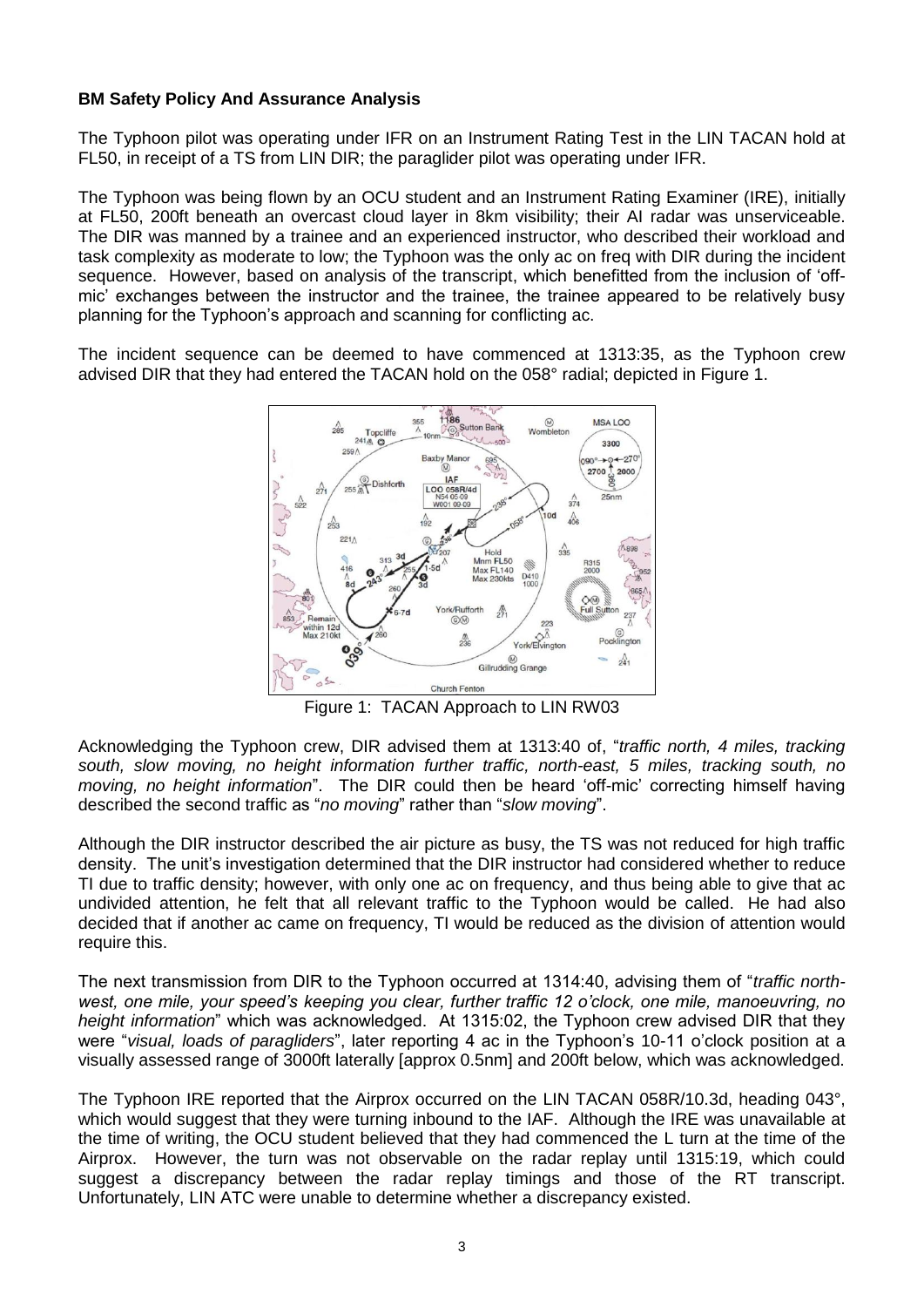## BM Safety Policy And Assurance Analysis

The Typhoon pilot was operating under IFR on an Instrument Rating Test in the LIN TACAN hold at FL50, in receipt of a TS from LIN DIR; the paraglider pilot was operating under IFR.

The Typhoon was being flown by an OCU student and an Instrument Rating Examiner (IRE), initially at FL50, 200ft beneath an overcast cloud layer in 8km visibility; their AI radar was unserviceable. The DIR was manned by a trainee and an experienced instructor, who described their workload and task complexity as moderate to low; the Typhoon was the only ac on freq with DIR during the incident sequence. However, based on analysis of the transcript, which benefitted from the inclusion of 'off-mic' exchanges between the instructor and the trainee, the trainee appeared to be relatively busy planning for the Typhoon's approach and scanning for conflicting ac.

The incident sequence can be deemed to have commenced at 1313:35, as the Typhoon crew advised DIR that they had entered the TACAN hold on the 058° radial; depicted in Figure 1.

Figure 1: TACAN Approach to LIN RW03

Acknowledging the Typhoon crew, DIR advised them at 1313:40 of, "*traffic north, 4 miles, tracking south, slow moving, no height information further traffic, north-east, 5 miles, tracking south, no moving, no height information*". The DIR could then be heard 'off-mic' correcting himself having described the second traffic as "*no moving*" rather than "*slow moving*".

Although the DIR instructor described the air picture as busy, the TS was not reduced for high traffic density. The unit's investigation determined that the DIR instructor had considered whether to reduce TI due to traffic density; however, with only one ac on frequency, and thus being able to give that ac undivided attention, he felt that all relevant traffic to the Typhoon would be called. He had also decided that if another ac came on frequency, TI would be reduced as the division of attention would require this.

The next transmission from DIR to the Typhoon occurred at 1314:40, advising them of "*traffic north-west, one mile, your speed's keeping you clear, further traffic 12 o'clock, one mile, manoeuvring, no height information*" which was acknowledged. At 1315:02, the Typhoon crew advised DIR that they were "*visual, loads of paragliders*", later reporting 4 ac in the Typhoon's 10-11 o'clock position at a visually assessed range of 3000ft laterally [approx 0.5nm] and 200ft below, which was acknowledged.

The Typhoon IRE reported that the Airprox occurred on the LIN TACAN 058R/10.3d, heading 043°, which would suggest that they were turning inbound to the IAF. Although the IRE was unavailable at the time of writing, the OCU student believed that they had commenced the L turn at the time of the Airprox. However, the turn was not observable on the radar replay until 1315:19, which could suggest a discrepancy between the radar replay timings and those of the RT transcript. Unfortunately, LIN ATC were unable to determine whether a discrepancy existed.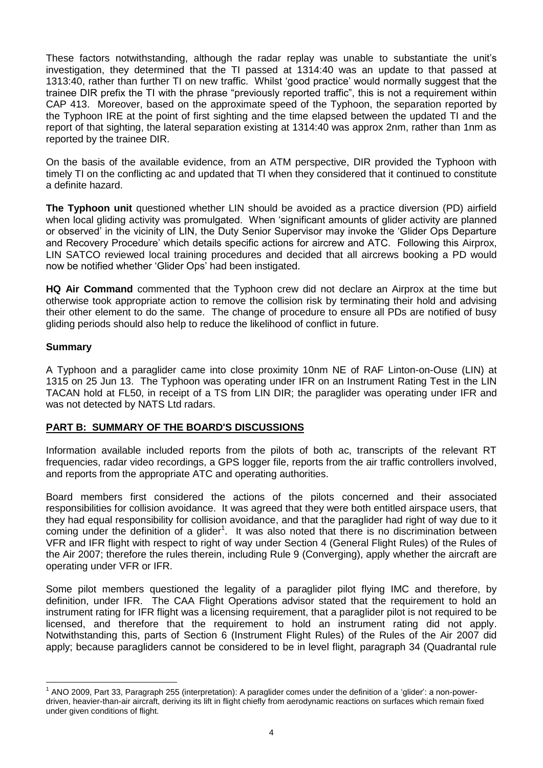These factors notwithstanding, although the radar replay was unable to substantiate the unit's investigation, they determined that the TI passed at 1314:40 was an update to that passed at 1313:40, rather than further TI on new traffic. Whilst 'good practice' would normally suggest that the trainee DIR prefix the TI with the phrase "previously reported traffic", this is not a requirement within CAP 413. Moreover, based on the approximate speed of the Typhoon, the separation reported by the Typhoon IRE at the point of first sighting and the time elapsed between the updated TI and the report of that sighting, the lateral separation existing at 1314:40 was approx 2nm, rather than 1nm as reported by the trainee DIR.

On the basis of the available evidence, from an ATM perspective, DIR provided the Typhoon with timely TI on the conflicting ac and updated that TI when they considered that it continued to constitute a definite hazard.

**The Typhoon unit** questioned whether LIN should be avoided as a practice diversion (PD) airfield when local gliding activity was promulgated. When 'significant amounts of glider activity are planned or observed' in the vicinity of LIN, the Duty Senior Supervisor may invoke the 'Glider Ops Departure and Recovery Procedure' which details specific actions for aircrew and ATC. Following this Airprox, LIN SATCO reviewed local training procedures and decided that all aircrews booking a PD would now be notified whether 'Glider Ops' had been instigated.

**HQ Air Command** commented that the Typhoon crew did not declare an Airprox at the time but otherwise took appropriate action to remove the collision risk by terminating their hold and advising their other element to do the same. The change of procedure to ensure all PDs are notified of busy gliding periods should also help to reduce the likelihood of conflict in future.

## Summary

A Typhoon and a paraglider came into close proximity 10nm NE of RAF Linton-on-Ouse (LIN) at 1315 on 25 Jun 13. The Typhoon was operating under IFR on an Instrument Rating Test in the LIN TACAN hold at FL50, in receipt of a TS from LIN DIR; the paraglider was operating under IFR and was not detected by NATS Ltd radars.

## PART B: SUMMARY OF THE BOARD'S DISCUSSIONS

Information available included reports from the pilots of both ac, transcripts of the relevant RT frequencies, radar video recordings, a GPS logger file, reports from the air traffic controllers involved, and reports from the appropriate ATC and operating authorities.

Board members first considered the actions of the pilots concerned and their associated responsibilities for collision avoidance. It was agreed that they were both entitled airspace users, that they had equal responsibility for collision avoidance, and that the paraglider had right of way due to it coming under the definition of a glider[1]. It was also noted that there is no discrimination between VFR and IFR flight with respect to right of way under Section 4 (General Flight Rules) of the Rules of the Air 2007; therefore the rules therein, including Rule 9 (Converging), apply whether the aircraft are operating under VFR or IFR.

Some pilot members questioned the legality of a paraglider pilot flying IMC and therefore, by definition, under IFR. The CAA Flight Operations advisor stated that the requirement to hold an instrument rating for IFR flight was a licensing requirement, that a paraglider pilot is not required to be licensed, and therefore that the requirement to hold an instrument rating did not apply. Notwithstanding this, parts of Section 6 (Instrument Flight Rules) of the Rules of the Air 2007 did apply; because paragliders cannot be considered to be in level flight, paragraph 34 (Quadrantal rule

[1] ANO 2009, Part 33, Paragraph 255 (interpretation): A paraglider comes under the definition of a 'glider': a non-power-driven, heavier-than-air aircraft, deriving its lift in flight chiefly from aerodynamic reactions on surfaces which remain fixed under given conditions of flight.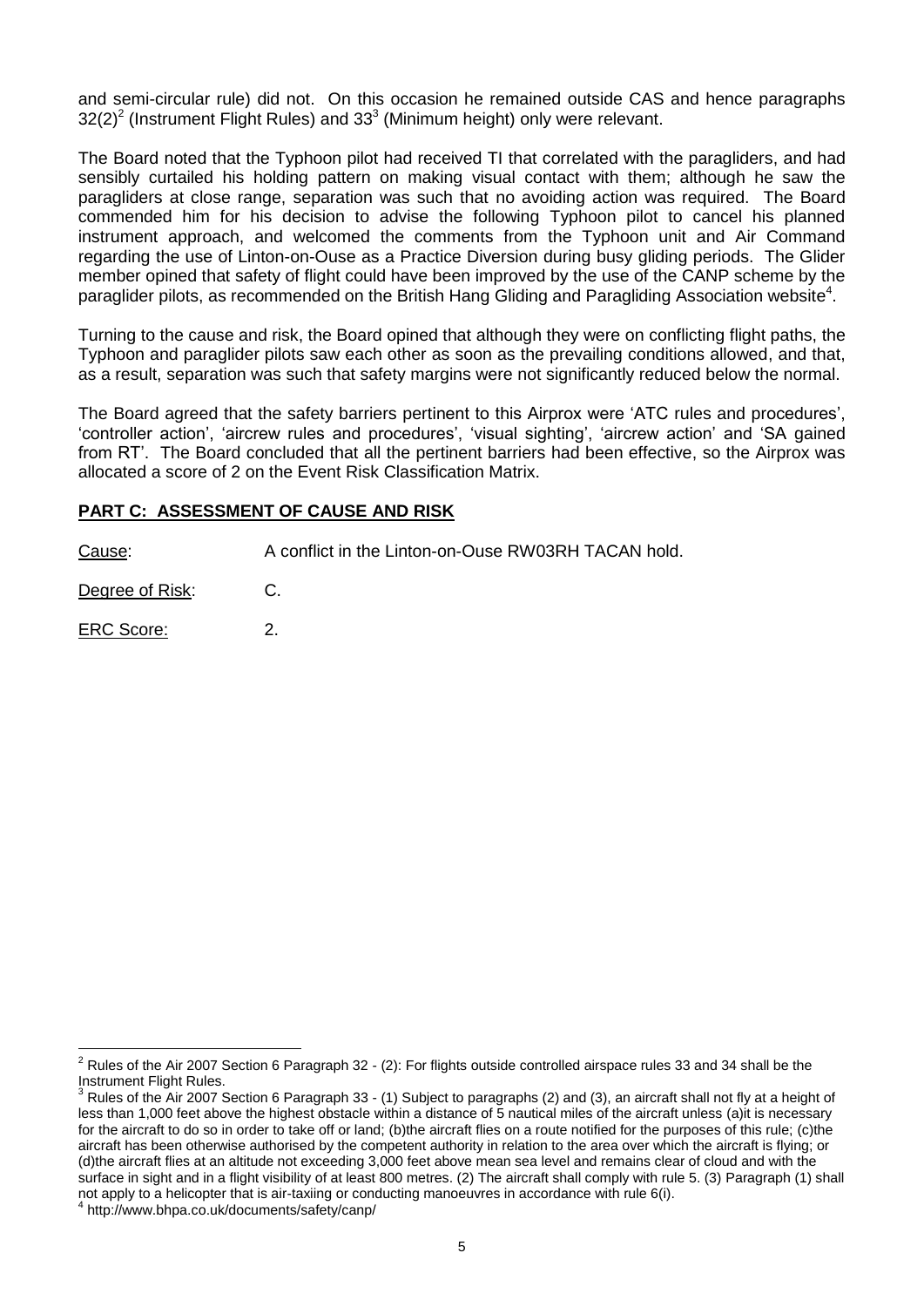and semi-circular rule) did not. On this occasion he remained outside CAS and hence paragraphs 32(2)[2] (Instrument Flight Rules) and 33[3] (Minimum height) only were relevant.

The Board noted that the Typhoon pilot had received TI that correlated with the paragliders, and had sensibly curtailed his holding pattern on making visual contact with them; although he saw the paragliders at close range, separation was such that no avoiding action was required. The Board commended him for his decision to advise the following Typhoon pilot to cancel his planned instrument approach, and welcomed the comments from the Typhoon unit and Air Command regarding the use of Linton-on-Ouse as a Practice Diversion during busy gliding periods. The Glider member opined that safety of flight could have been improved by the use of the CANP scheme by the paraglider pilots, as recommended on the British Hang Gliding and Paragliding Association website[4].

Turning to the cause and risk, the Board opined that although they were on conflicting flight paths, the Typhoon and paraglider pilots saw each other as soon as the prevailing conditions allowed, and that, as a result, separation was such that safety margins were not significantly reduced below the normal.

The Board agreed that the safety barriers pertinent to this Airprox were 'ATC rules and procedures', 'controller action', 'aircrew rules and procedures', 'visual sighting', 'aircrew action' and 'SA gained from RT'. The Board concluded that all the pertinent barriers had been effective, so the Airprox was allocated a score of 2 on the Event Risk Classification Matrix.

## PART C: ASSESSMENT OF CAUSE AND RISK

Cause: A conflict in the Linton-on-Ouse RW03RH TACAN hold.

Degree of Risk: C.

ERC Score: 2.

---

[2] Rules of the Air 2007 Section 6 Paragraph 32 - (2): For flights outside controlled airspace rules 33 and 34 shall be the Instrument Flight Rules.

[3] Rules of the Air 2007 Section 6 Paragraph 33 - (1) Subject to paragraphs (2) and (3), an aircraft shall not fly at a height of less than 1,000 feet above the highest obstacle within a distance of 5 nautical miles of the aircraft unless (a)it is necessary for the aircraft to do so in order to take off or land; (b)the aircraft flies on a route notified for the purposes of this rule; (c)the aircraft has been otherwise authorised by the competent authority in relation to the area over which the aircraft is flying; or (d)the aircraft flies at an altitude not exceeding 3,000 feet above mean sea level and remains clear of cloud and with the surface in sight and in a flight visibility of at least 800 metres. (2) The aircraft shall comply with rule 5. (3) Paragraph (1) shall not apply to a helicopter that is air-taxiing or conducting manoeuvres in accordance with rule 6(i).

[4] http://www.bhpa.co.uk/documents/safety/canp/